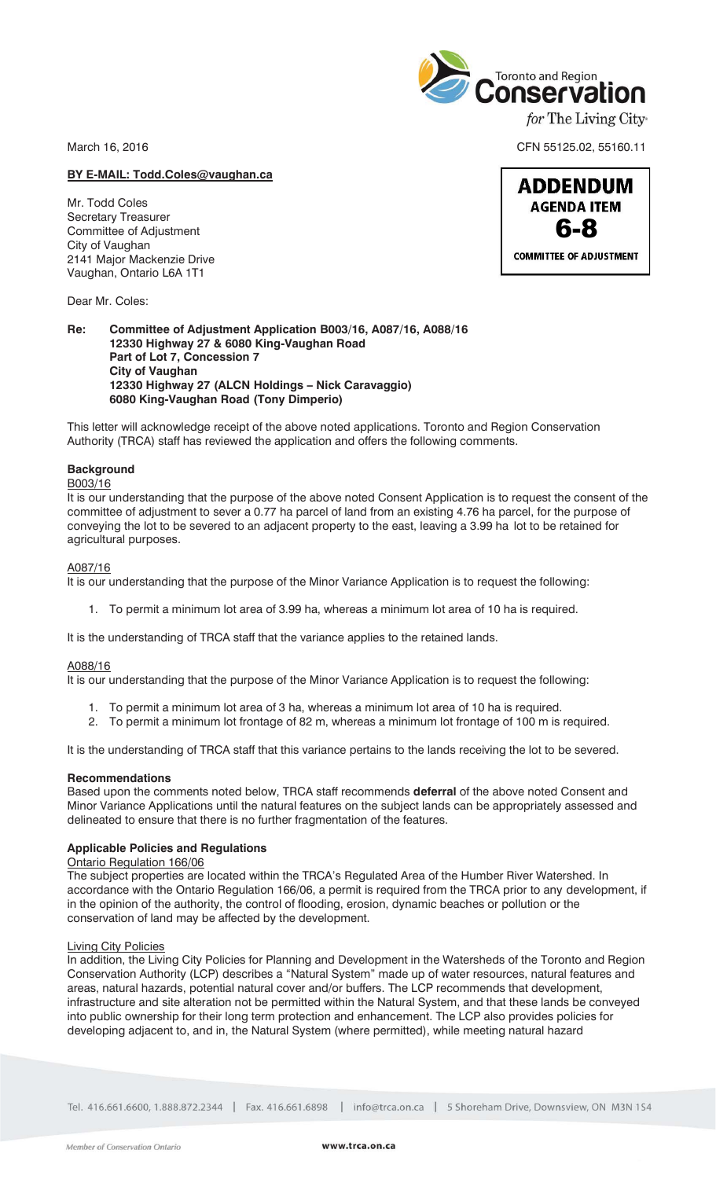March 16, 2016

CFN 55125.02, 55160.11

**ADDENDUM**
**AGENDA ITEM**
**6-8**
**COMMITTEE OF ADJUSTMENT**

**BY E-MAIL: Todd.Coles@vaughan.ca**

Mr. Todd Coles
Secretary Treasurer
Committee of Adjustment
City of Vaughan
2141 Major Mackenzie Drive
Vaughan, Ontario L6A 1T1

Dear Mr. Coles:

**Re: Committee of Adjustment Application B003/16, A087/16, A088/16**
**12330 Highway 27 & 6080 King-Vaughan Road**
**Part of Lot 7, Concession 7**
**City of Vaughan**
**12330 Highway 27 (ALCN Holdings – Nick Caravaggio)**
**6080 King-Vaughan Road (Tony Dimperio)**

This letter will acknowledge receipt of the above noted applications. Toronto and Region Conservation Authority (TRCA) staff has reviewed the application and offers the following comments.

## Background

B003/16

It is our understanding that the purpose of the above noted Consent Application is to request the consent of the committee of adjustment to sever a 0.77 ha parcel of land from an existing 4.76 ha parcel, for the purpose of conveying the lot to be severed to an adjacent property to the east, leaving a 3.99 ha lot to be retained for agricultural purposes.

A087/16

It is our understanding that the purpose of the Minor Variance Application is to request the following:

1. To permit a minimum lot area of 3.99 ha, whereas a minimum lot area of 10 ha is required.

It is the understanding of TRCA staff that the variance applies to the retained lands.

A088/16

It is our understanding that the purpose of the Minor Variance Application is to request the following:

1. To permit a minimum lot area of 3 ha, whereas a minimum lot area of 10 ha is required.
2. To permit a minimum lot frontage of 82 m, whereas a minimum lot frontage of 100 m is required.

It is the understanding of TRCA staff that this variance pertains to the lands receiving the lot to be severed.

## Recommendations

Based upon the comments noted below, TRCA staff recommends **deferral** of the above noted Consent and Minor Variance Applications until the natural features on the subject lands can be appropriately assessed and delineated to ensure that there is no further fragmentation of the features.

## Applicable Policies and Regulations

Ontario Regulation 166/06

The subject properties are located within the TRCA's Regulated Area of the Humber River Watershed. In accordance with the Ontario Regulation 166/06, a permit is required from the TRCA prior to any development, if in the opinion of the authority, the control of flooding, erosion, dynamic beaches or pollution or the conservation of land may be affected by the development.

Living City Policies

In addition, the Living City Policies for Planning and Development in the Watersheds of the Toronto and Region Conservation Authority (LCP) describes a "Natural System" made up of water resources, natural features and areas, natural hazards, potential natural cover and/or buffers. The LCP recommends that development, infrastructure and site alteration not be permitted within the Natural System, and that these lands be conveyed into public ownership for their long term protection and enhancement. The LCP also provides policies for developing adjacent to, and in, the Natural System (where permitted), while meeting natural hazard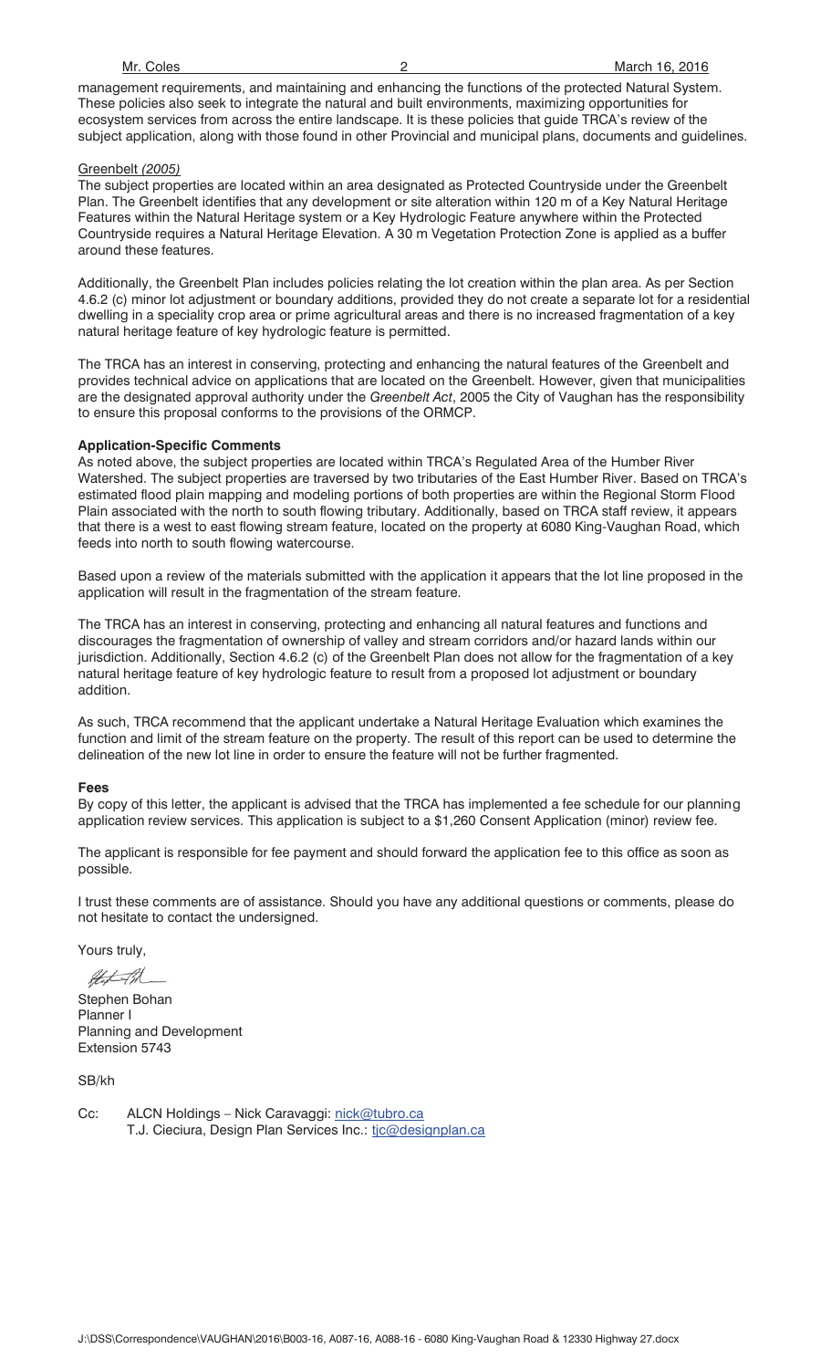management requirements, and maintaining and enhancing the functions of the protected Natural System. These policies also seek to integrate the natural and built environments, maximizing opportunities for ecosystem services from across the entire landscape. It is these policies that guide TRCA's review of the subject application, along with those found in other Provincial and municipal plans, documents and guidelines.

Greenbelt *(2005)*

The subject properties are located within an area designated as Protected Countryside under the Greenbelt Plan. The Greenbelt identifies that any development or site alteration within 120 m of a Key Natural Heritage Features within the Natural Heritage system or a Key Hydrologic Feature anywhere within the Protected Countryside requires a Natural Heritage Elevation. A 30 m Vegetation Protection Zone is applied as a buffer around these features.

Additionally, the Greenbelt Plan includes policies relating the lot creation within the plan area. As per Section 4.6.2 (c) minor lot adjustment or boundary additions, provided they do not create a separate lot for a residential dwelling in a speciality crop area or prime agricultural areas and there is no increased fragmentation of a key natural heritage feature of key hydrologic feature is permitted.

The TRCA has an interest in conserving, protecting and enhancing the natural features of the Greenbelt and provides technical advice on applications that are located on the Greenbelt. However, given that municipalities are the designated approval authority under the *Greenbelt Act*, 2005 the City of Vaughan has the responsibility to ensure this proposal conforms to the provisions of the ORMCP.

**Application-Specific Comments**

As noted above, the subject properties are located within TRCA's Regulated Area of the Humber River Watershed. The subject properties are traversed by two tributaries of the East Humber River. Based on TRCA's estimated flood plain mapping and modeling portions of both properties are within the Regional Storm Flood Plain associated with the north to south flowing tributary. Additionally, based on TRCA staff review, it appears that there is a west to east flowing stream feature, located on the property at 6080 King-Vaughan Road, which feeds into north to south flowing watercourse.

Based upon a review of the materials submitted with the application it appears that the lot line proposed in the application will result in the fragmentation of the stream feature.

The TRCA has an interest in conserving, protecting and enhancing all natural features and functions and discourages the fragmentation of ownership of valley and stream corridors and/or hazard lands within our jurisdiction. Additionally, Section 4.6.2 (c) of the Greenbelt Plan does not allow for the fragmentation of a key natural heritage feature of key hydrologic feature to result from a proposed lot adjustment or boundary addition.

As such, TRCA recommend that the applicant undertake a Natural Heritage Evaluation which examines the function and limit of the stream feature on the property. The result of this report can be used to determine the delineation of the new lot line in order to ensure the feature will not be further fragmented.

**Fees**

By copy of this letter, the applicant is advised that the TRCA has implemented a fee schedule for our planning application review services. This application is subject to a $1,260 Consent Application (minor) review fee.

The applicant is responsible for fee payment and should forward the application fee to this office as soon as possible.

I trust these comments are of assistance. Should you have any additional questions or comments, please do not hesitate to contact the undersigned.

Yours truly,

Stephen Bohan
Planner I
Planning and Development
Extension 5743

SB/kh

Cc: ALCN Holdings – Nick Caravaggi: nick@tubro.ca
T.J. Cieciura, Design Plan Services Inc.: tjc@designplan.ca

J:\DSS\Correspondence\VAUGHAN\2016\B003-16, A087-16, A088-16 - 6080 King-Vaughan Road & 12330 Highway 27.docx